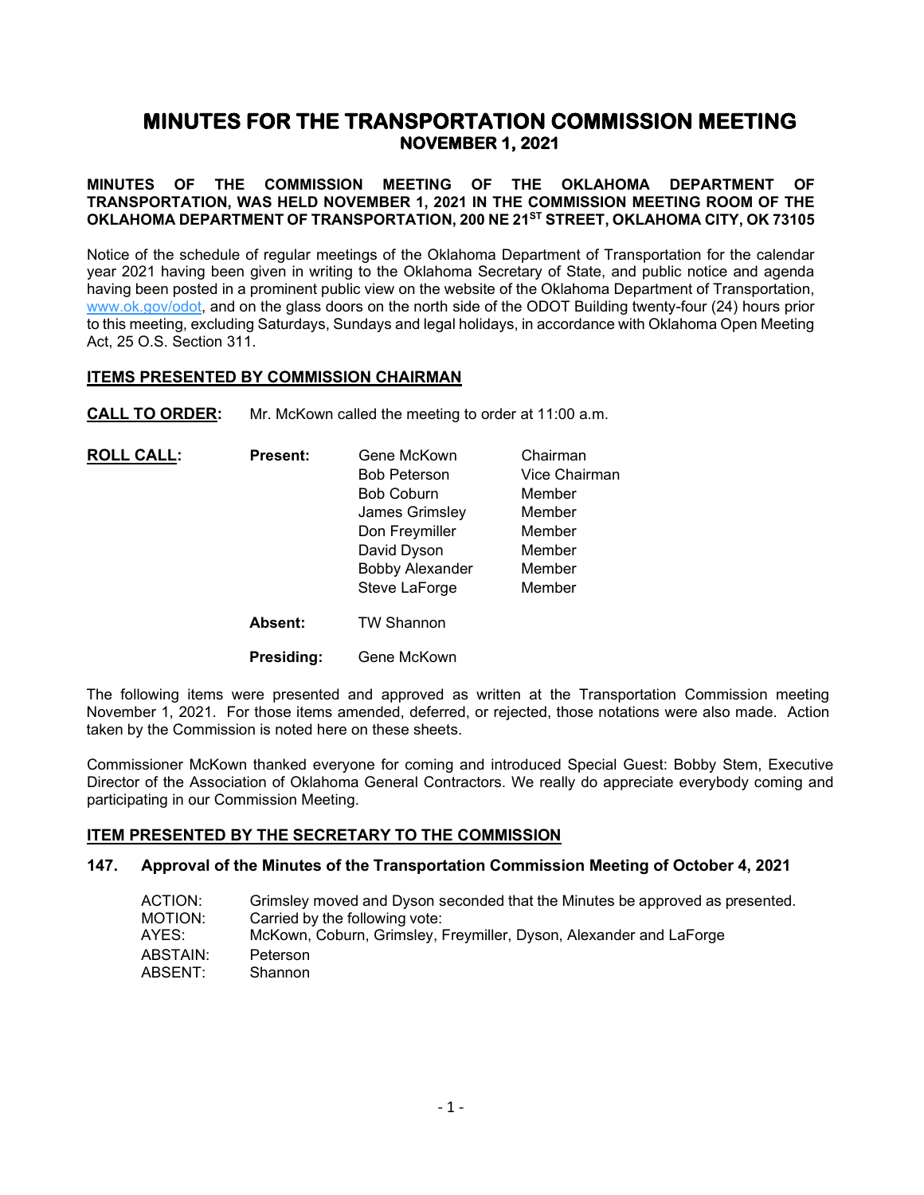# MINUTES FOR THE TRANSPORTATION COMMISSION MEETING
## NOVEMBER 1, 2021

**MINUTES OF THE COMMISSION MEETING OF THE OKLAHOMA DEPARTMENT OF TRANSPORTATION, WAS HELD NOVEMBER 1, 2021 IN THE COMMISSION MEETING ROOM OF THE OKLAHOMA DEPARTMENT OF TRANSPORTATION, 200 NE 21ST STREET, OKLAHOMA CITY, OK 73105**

Notice of the schedule of regular meetings of the Oklahoma Department of Transportation for the calendar year 2021 having been given in writing to the Oklahoma Secretary of State, and public notice and agenda having been posted in a prominent public view on the website of the Oklahoma Department of Transportation, www.ok.gov/odot, and on the glass doors on the north side of the ODOT Building twenty-four (24) hours prior to this meeting, excluding Saturdays, Sundays and legal holidays, in accordance with Oklahoma Open Meeting Act, 25 O.S. Section 311.

### ITEMS PRESENTED BY COMMISSION CHAIRMAN

**CALL TO ORDER:** Mr. McKown called the meeting to order at 11:00 a.m.

| **ROLL CALL:** | **Present:** | Gene McKown | Chairman |
|---|---|---|---|
| | | Bob Peterson | Vice Chairman |
| | | Bob Coburn | Member |
| | | James Grimsley | Member |
| | | Don Freymiller | Member |
| | | David Dyson | Member |
| | | Bobby Alexander | Member |
| | | Steve LaForge | Member |
| | **Absent:** | TW Shannon | |
| | **Presiding:** | Gene McKown | |

The following items were presented and approved as written at the Transportation Commission meeting November 1, 2021. For those items amended, deferred, or rejected, those notations were also made. Action taken by the Commission is noted here on these sheets.

Commissioner McKown thanked everyone for coming and introduced Special Guest: Bobby Stem, Executive Director of the Association of Oklahoma General Contractors. We really do appreciate everybody coming and participating in our Commission Meeting.

### ITEM PRESENTED BY THE SECRETARY TO THE COMMISSION

#### 147. Approval of the Minutes of the Transportation Commission Meeting of October 4, 2021

ACTION: Grimsley moved and Dyson seconded that the Minutes be approved as presented.
MOTION: Carried by the following vote:
AYES: McKown, Coburn, Grimsley, Freymiller, Dyson, Alexander and LaForge
ABSTAIN: Peterson
ABSENT: Shannon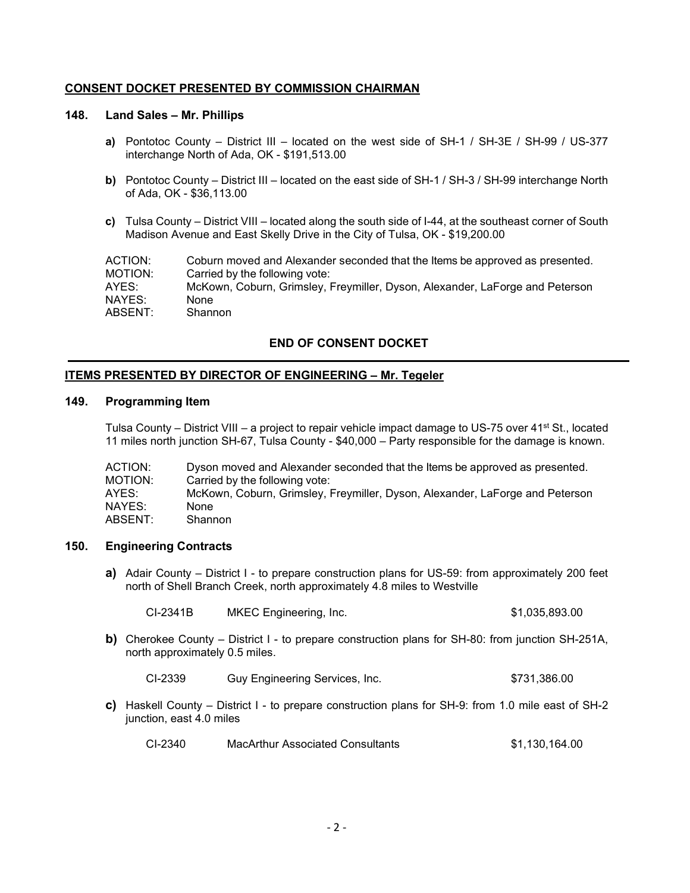## CONSENT DOCKET PRESENTED BY COMMISSION CHAIRMAN

### 148. Land Sales – Mr. Phillips

**a)** Pontotoc County – District III – located on the west side of SH-1 / SH-3E / SH-99 / US-377 interchange North of Ada, OK - $191,513.00

**b)** Pontotoc County – District III – located on the east side of SH-1 / SH-3 / SH-99 interchange North of Ada, OK - $36,113.00

**c)** Tulsa County – District VIII – located along the south side of I-44, at the southeast corner of South Madison Avenue and East Skelly Drive in the City of Tulsa, OK - $19,200.00

| | |
|---|---|
| ACTION: | Coburn moved and Alexander seconded that the Items be approved as presented. |
| MOTION: | Carried by the following vote: |
| AYES: | McKown, Coburn, Grimsley, Freymiller, Dyson, Alexander, LaForge and Peterson |
| NAYES: | None |
| ABSENT: | Shannon |

**END OF CONSENT DOCKET**

---

## ITEMS PRESENTED BY DIRECTOR OF ENGINEERING – Mr. Tegeler

### 149. Programming Item

Tulsa County – District VIII – a project to repair vehicle impact damage to US-75 over 41st St., located 11 miles north junction SH-67, Tulsa County - $40,000 – Party responsible for the damage is known.

| | |
|---|---|
| ACTION: | Dyson moved and Alexander seconded that the Items be approved as presented. |
| MOTION: | Carried by the following vote: |
| AYES: | McKown, Coburn, Grimsley, Freymiller, Dyson, Alexander, LaForge and Peterson |
| NAYES: | None |
| ABSENT: | Shannon |

### 150. Engineering Contracts

**a)** Adair County – District I - to prepare construction plans for US-59: from approximately 200 feet north of Shell Branch Creek, north approximately 4.8 miles to Westville

| | | |
|---|---|---|
| CI-2341B | MKEC Engineering, Inc. | $1,035,893.00 |

**b)** Cherokee County – District I - to prepare construction plans for SH-80: from junction SH-251A, north approximately 0.5 miles.

| | | |
|---|---|---|
| CI-2339 | Guy Engineering Services, Inc. | $731,386.00 |

**c)** Haskell County – District I - to prepare construction plans for SH-9: from 1.0 mile east of SH-2 junction, east 4.0 miles

| | | |
|---|---|---|
| CI-2340 | MacArthur Associated Consultants | $1,130,164.00 |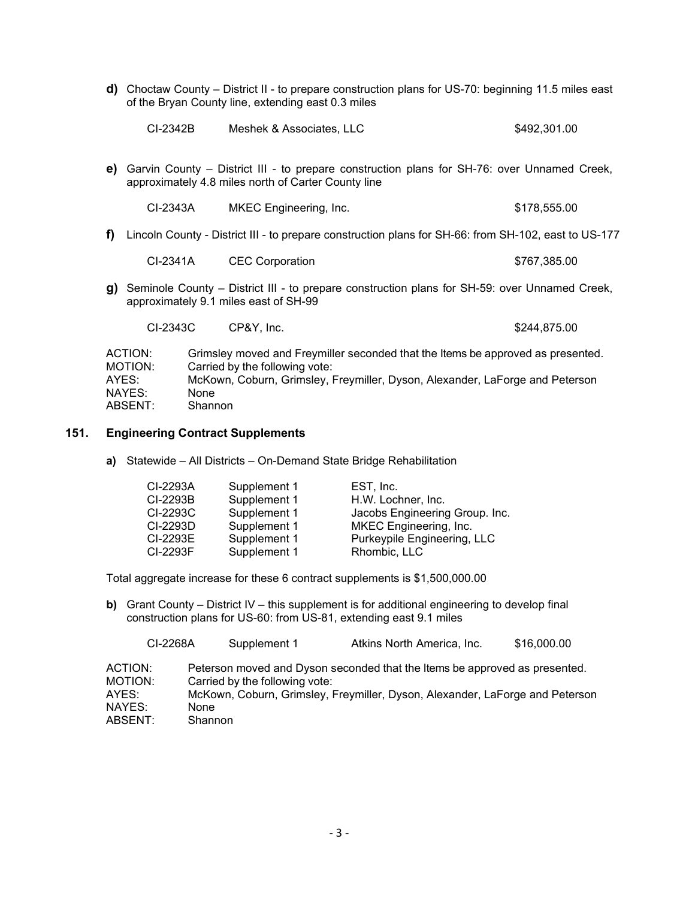**d)** Choctaw County – District II - to prepare construction plans for US-70: beginning 11.5 miles east of the Bryan County line, extending east 0.3 miles

| | | |
|---|---|---|
| CI-2342B | Meshek & Associates, LLC | $492,301.00 |

**e)** Garvin County – District III - to prepare construction plans for SH-76: over Unnamed Creek, approximately 4.8 miles north of Carter County line

| | | |
|---|---|---|
| CI-2343A | MKEC Engineering, Inc. | $178,555.00 |

**f)** Lincoln County - District III - to prepare construction plans for SH-66: from SH-102, east to US-177

| | | |
|---|---|---|
| CI-2341A | CEC Corporation | $767,385.00 |

**g)** Seminole County – District III - to prepare construction plans for SH-59: over Unnamed Creek, approximately 9.1 miles east of SH-99

| | | |
|---|---|---|
| CI-2343C | CP&Y, Inc. | $244,875.00 |

ACTION: Grimsley moved and Freymiller seconded that the Items be approved as presented.
MOTION: Carried by the following vote:
AYES: McKown, Coburn, Grimsley, Freymiller, Dyson, Alexander, LaForge and Peterson
NAYES: None
ABSENT: Shannon

## 151. Engineering Contract Supplements

**a)** Statewide – All Districts – On-Demand State Bridge Rehabilitation

| | | |
|---|---|---|
| CI-2293A | Supplement 1 | EST, Inc. |
| CI-2293B | Supplement 1 | H.W. Lochner, Inc. |
| CI-2293C | Supplement 1 | Jacobs Engineering Group. Inc. |
| CI-2293D | Supplement 1 | MKEC Engineering, Inc. |
| CI-2293E | Supplement 1 | Purkeypile Engineering, LLC |
| CI-2293F | Supplement 1 | Rhombic, LLC |

Total aggregate increase for these 6 contract supplements is $1,500,000.00

**b)** Grant County – District IV – this supplement is for additional engineering to develop final construction plans for US-60: from US-81, extending east 9.1 miles

| | | | |
|---|---|---|---|
| CI-2268A | Supplement 1 | Atkins North America, Inc. | $16,000.00 |

ACTION: Peterson moved and Dyson seconded that the Items be approved as presented.
MOTION: Carried by the following vote:
AYES: McKown, Coburn, Grimsley, Freymiller, Dyson, Alexander, LaForge and Peterson
NAYES: None
ABSENT: Shannon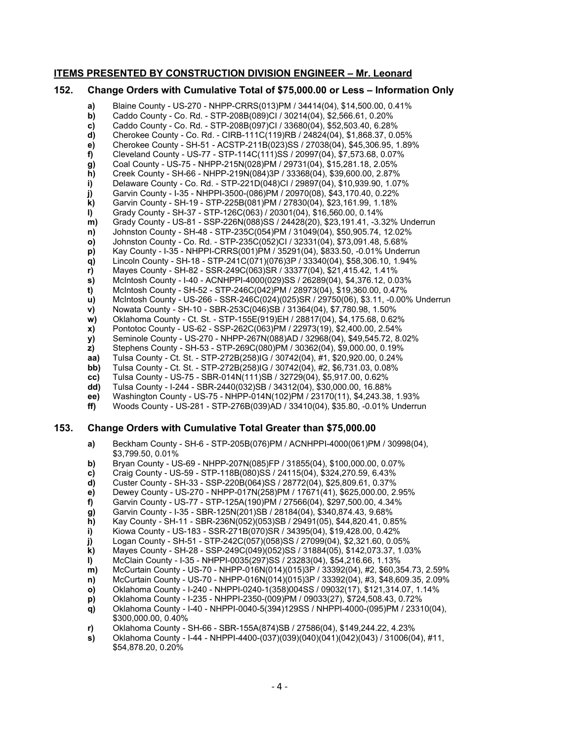## ITEMS PRESENTED BY CONSTRUCTION DIVISION ENGINEER – Mr. Leonard

### 152. Change Orders with Cumulative Total of $75,000.00 or Less – Information Only

- **a)** Blaine County - US-270 - NHPP-CRRS(013)PM / 34414(04), $14,500.00, 0.41%
- **b)** Caddo County - Co. Rd. - STP-208B(089)CI / 30214(04), $2,566.61, 0.20%
- **c)** Caddo County - Co. Rd. - STP-208B(097)CI / 33680(04), $52,503.40, 6.28%
- **d)** Cherokee County - Co. Rd. - CIRB-111C(119)RB / 24824(04), $1,868.37, 0.05%
- **e)** Cherokee County - SH-51 - ACSTP-211B(023)SS / 27038(04), $45,306.95, 1.89%
- **f)** Cleveland County - US-77 - STP-114C(111)SS / 20997(04), $7,573.68, 0.07%
- **g)** Coal County - US-75 - NHPP-215N(028)PM / 29731(04), $15,281.18, 2.05%
- **h)** Creek County - SH-66 - NHPP-219N(084)3P / 33368(04), $39,600.00, 2.87%
- **i)** Delaware County - Co. Rd. - STP-221D(048)CI / 29897(04), $10,939.90, 1.07%
- **j)** Garvin County - I-35 - NHPPI-3500-(086)PM / 20970(08), $43,170.40, 0.22%
- **k)** Garvin County - SH-19 - STP-225B(081)PM / 27830(04), $23,161.99, 1.18%
- **l)** Grady County - SH-37 - STP-126C(063) / 20301(04), $16,560.00, 0.14%
- **m)** Grady County - US-81 - SSP-226N(088)SS / 24428(20), $23,191.41, -3.32% Underrun
- **n)** Johnston County - SH-48 - STP-235C(054)PM / 31049(04), $50,905.74, 12.02%
- **o)** Johnston County - Co. Rd. - STP-235C(052)CI / 32331(04), $73,091.48, 5.68%
- **p)** Kay County - I-35 - NHPPI-CRRS(001)PM / 35291(04), $833.50, -0.01% Underrun
- **q)** Lincoln County - SH-18 - STP-241C(071)(076)3P / 33340(04), $58,306.10, 1.94%
- **r)** Mayes County - SH-82 - SSR-249C(063)SR / 33377(04), $21,415.42, 1.41%
- **s)** McIntosh County - I-40 - ACNHPPI-4000(029)SS / 26289(04), $4,376.12, 0.03%
- **t)** McIntosh County - SH-52 - STP-246C(042)PM / 28973(04), $19,360.00, 0.47%
- **u)** McIntosh County - US-266 - SSR-246C(024)(025)SR / 29750(06), $3.11, -0.00% Underrun
- **v)** Nowata County - SH-10 - SBR-253C(046)SB / 31364(04), $7,780.98, 1.50%
- **w)** Oklahoma County - Ct. St. - STP-155E(919)EH / 28817(04), $4,175.68, 0.62%
- **x)** Pontotoc County - US-62 - SSP-262C(063)PM / 22973(19), $2,400.00, 2.54%
- **y)** Seminole County - US-270 - NHPP-267N(088)AD / 32968(04), $49,545.72, 8.02%
- **z)** Stephens County - SH-53 - STP-269C(080)PM / 30362(04), $9,000.00, 0.19%
- **aa)** Tulsa County - Ct. St. - STP-272B(258)IG / 30742(04), #1, $20,920.00, 0.24%
- **bb)** Tulsa County - Ct. St. - STP-272B(258)IG / 30742(04), #2, $6,731.03, 0.08%
- **cc)** Tulsa County - US-75 - SBR-014N(111)SB / 32729(04), $5,917.00, 0.62%
- **dd)** Tulsa County - I-244 - SBR-2440(032)SB / 34312(04), $30,000.00, 16.88%
- **ee)** Washington County - US-75 - NHPP-014N(102)PM / 23170(11), $4,243.38, 1.93%
- **ff)** Woods County - US-281 - STP-276B(039)AD / 33410(04), $35.80, -0.01% Underrun

### 153. Change Orders with Cumulative Total Greater than $75,000.00

- **a)** Beckham County - SH-6 - STP-205B(076)PM / ACNHPPI-4000(061)PM / 30998(04), $3,799.50, 0.01%
- **b)** Bryan County - US-69 - NHPP-207N(085)FP / 31855(04), $100,000.00, 0.07%
- **c)** Craig County - US-59 - STP-118B(080)SS / 24115(04), $324,270.59, 6.43%
- **d)** Custer County - SH-33 - SSP-220B(064)SS / 28772(04), $25,809.61, 0.37%
- **e)** Dewey County - US-270 - NHPP-017N(258)PM / 17671(41), $625,000.00, 2.95%
- **f)** Garvin County - US-77 - STP-125A(190)PM / 27566(04), $297,500.00, 4.34%
- **g)** Garvin County - I-35 - SBR-125N(201)SB / 28184(04), $340,874.43, 9.68%
- **h)** Kay County - SH-11 - SBR-236N(052)(053)SB / 29491(05), $44,820.41, 0.85%
- **i)** Kiowa County - US-183 - SSR-271B(070)SR / 34395(04), $19,428.00, 0.42%
- **j)** Logan County - SH-51 - STP-242C(057)(058)SS / 27099(04), $2,321.60, 0.05%
- **k)** Mayes County - SH-28 - SSP-249C(049)(052)SS / 31884(05), $142,073.37, 1.03%
- **l)** McClain County - I-35 - NHPPI-0035(297)SS / 23283(04), $54,216.66, 1.13%
- **m)** McCurtain County - US-70 - NHPP-016N(014)(015)3P / 33392(04), #2, $60,354.73, 2.59%
- **n)** McCurtain County - US-70 - NHPP-016N(014)(015)3P / 33392(04), #3, $48,609.35, 2.09%
- **o)** Oklahoma County - I-240 - NHPPI-0240-1(358)004SS / 09032(17), $121,314.07, 1.14%
- **p)** Oklahoma County - I-235 - NHPPI-2350-(009)PM / 09033(27), $724,508.43, 0.72%
- **q)** Oklahoma County - I-40 - NHPPI-0040-5(394)129SS / NHPPI-4000-(095)PM / 23310(04), $300,000.00, 0.40%
- **r)** Oklahoma County - SH-66 - SBR-155A(874)SB / 27586(04), $149,244.22, 4.23%
- **s)** Oklahoma County - I-44 - NHPPI-4400-(037)(039)(040)(041)(042)(043) / 31006(04), #11, $54,878.20, 0.20%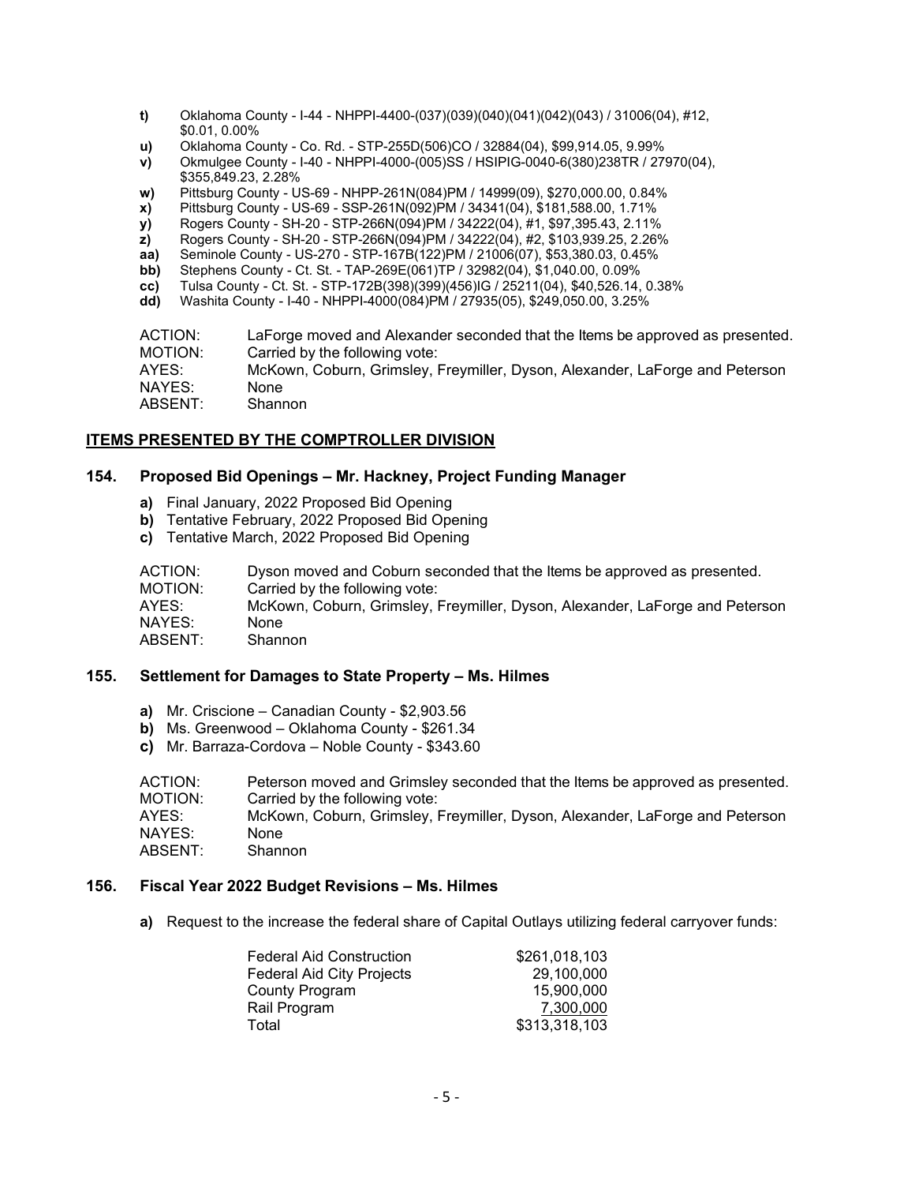- **t)** Oklahoma County - I-44 - NHPPI-4400-(037)(039)(040)(041)(042)(043) / 31006(04), #12, $0.01, 0.00%
- **u)** Oklahoma County - Co. Rd. - STP-255D(506)CO / 32884(04), $99,914.05, 9.99%
- **v)** Okmulgee County - I-40 - NHPPI-4000-(005)SS / HSIPIG-0040-6(380)238TR / 27970(04), $355,849.23, 2.28%
- **w)** Pittsburg County - US-69 - NHPP-261N(084)PM / 14999(09), $270,000.00, 0.84%
- **x)** Pittsburg County - US-69 - SSP-261N(092)PM / 34341(04), $181,588.00, 1.71%
- **y)** Rogers County - SH-20 - STP-266N(094)PM / 34222(04), #1, $97,395.43, 2.11%
- **z)** Rogers County - SH-20 - STP-266N(094)PM / 34222(04), #2, $103,939.25, 2.26%
- **aa)** Seminole County - US-270 - STP-167B(122)PM / 21006(07), $53,380.03, 0.45%
- **bb)** Stephens County - Ct. St. - TAP-269E(061)TP / 32982(04), $1,040.00, 0.09%
- **cc)** Tulsa County - Ct. St. - STP-172B(398)(399)(456)IG / 25211(04), $40,526.14, 0.38%
- **dd)** Washita County - I-40 - NHPPI-4000(084)PM / 27935(05), $249,050.00, 3.25%

ACTION: LaForge moved and Alexander seconded that the Items be approved as presented.
MOTION: Carried by the following vote:
AYES: McKown, Coburn, Grimsley, Freymiller, Dyson, Alexander, LaForge and Peterson
NAYES: None
ABSENT: Shannon

## ITEMS PRESENTED BY THE COMPTROLLER DIVISION

### 154. Proposed Bid Openings – Mr. Hackney, Project Funding Manager

- **a)** Final January, 2022 Proposed Bid Opening
- **b)** Tentative February, 2022 Proposed Bid Opening
- **c)** Tentative March, 2022 Proposed Bid Opening

ACTION: Dyson moved and Coburn seconded that the Items be approved as presented.
MOTION: Carried by the following vote:
AYES: McKown, Coburn, Grimsley, Freymiller, Dyson, Alexander, LaForge and Peterson
NAYES: None
ABSENT: Shannon

### 155. Settlement for Damages to State Property – Ms. Hilmes

- **a)** Mr. Criscione – Canadian County - $2,903.56
- **b)** Ms. Greenwood – Oklahoma County - $261.34
- **c)** Mr. Barraza-Cordova – Noble County - $343.60

ACTION: Peterson moved and Grimsley seconded that the Items be approved as presented.
MOTION: Carried by the following vote:
AYES: McKown, Coburn, Grimsley, Freymiller, Dyson, Alexander, LaForge and Peterson
NAYES: None
ABSENT: Shannon

### 156. Fiscal Year 2022 Budget Revisions – Ms. Hilmes

- **a)** Request to the increase the federal share of Capital Outlays utilizing federal carryover funds:

| | |
|---|---|
| Federal Aid Construction | $261,018,103 |
| Federal Aid City Projects | 29,100,000 |
| County Program | 15,900,000 |
| Rail Program | 7,300,000 |
| Total | $313,318,103 |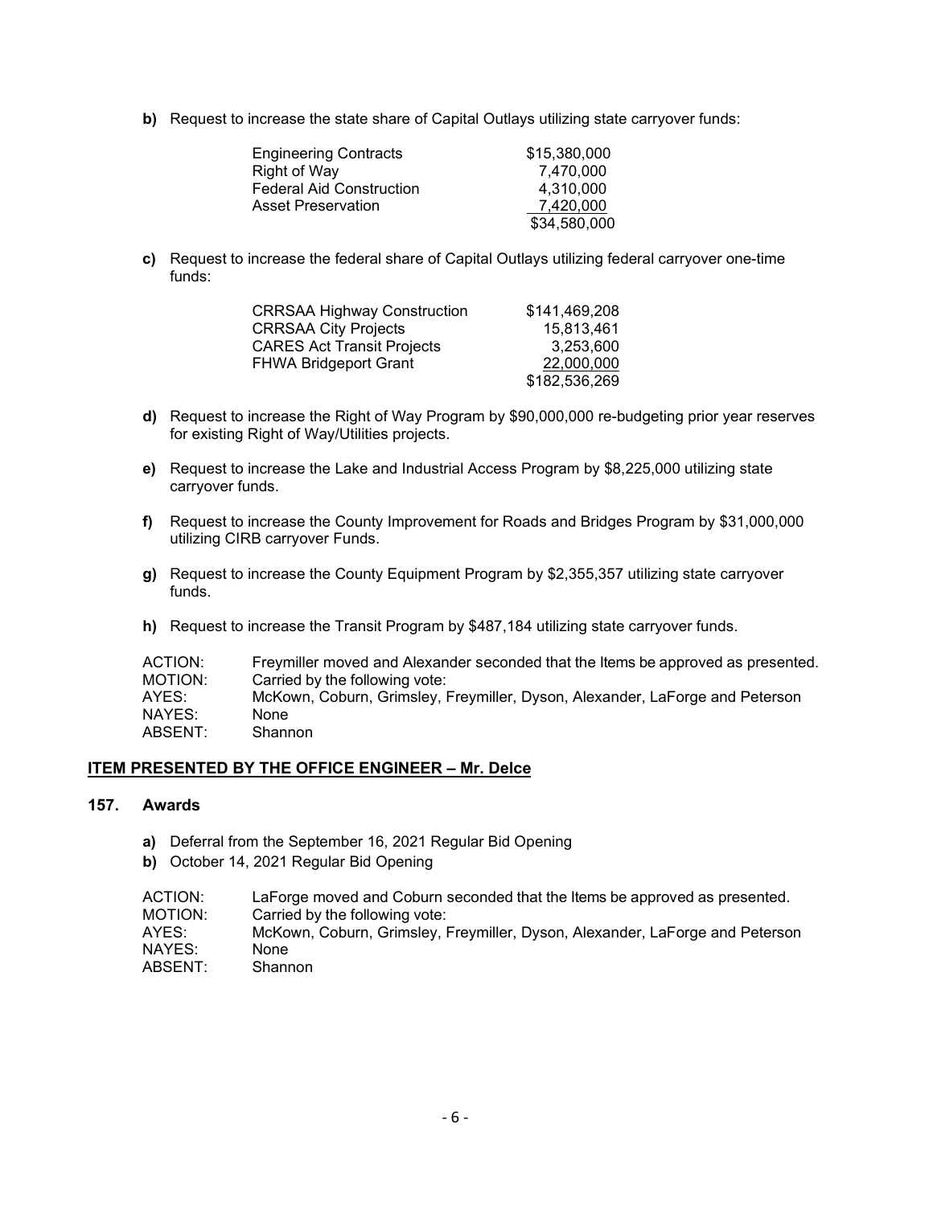**b)** Request to increase the state share of Capital Outlays utilizing state carryover funds:

| | |
|---|---|
| Engineering Contracts | $15,380,000 |
| Right of Way | 7,470,000 |
| Federal Aid Construction | 4,310,000 |
| Asset Preservation | 7,420,000 |
| | $34,580,000 |

**c)** Request to increase the federal share of Capital Outlays utilizing federal carryover one-time funds:

| | |
|---|---|
| CRRSAA Highway Construction | $141,469,208 |
| CRRSAA City Projects | 15,813,461 |
| CARES Act Transit Projects | 3,253,600 |
| FHWA Bridgeport Grant | 22,000,000 |
| | $182,536,269 |

**d)** Request to increase the Right of Way Program by $90,000,000 re-budgeting prior year reserves for existing Right of Way/Utilities projects.

**e)** Request to increase the Lake and Industrial Access Program by $8,225,000 utilizing state carryover funds.

**f)** Request to increase the County Improvement for Roads and Bridges Program by $31,000,000 utilizing CIRB carryover Funds.

**g)** Request to increase the County Equipment Program by $2,355,357 utilizing state carryover funds.

**h)** Request to increase the Transit Program by $487,184 utilizing state carryover funds.

ACTION: Freymiller moved and Alexander seconded that the Items be approved as presented.
MOTION: Carried by the following vote:
AYES: McKown, Coburn, Grimsley, Freymiller, Dyson, Alexander, LaForge and Peterson
NAYES: None
ABSENT: Shannon

## ITEM PRESENTED BY THE OFFICE ENGINEER – Mr. Delce

### 157. Awards

**a)** Deferral from the September 16, 2021 Regular Bid Opening
**b)** October 14, 2021 Regular Bid Opening

ACTION: LaForge moved and Coburn seconded that the Items be approved as presented.
MOTION: Carried by the following vote:
AYES: McKown, Coburn, Grimsley, Freymiller, Dyson, Alexander, LaForge and Peterson
NAYES: None
ABSENT: Shannon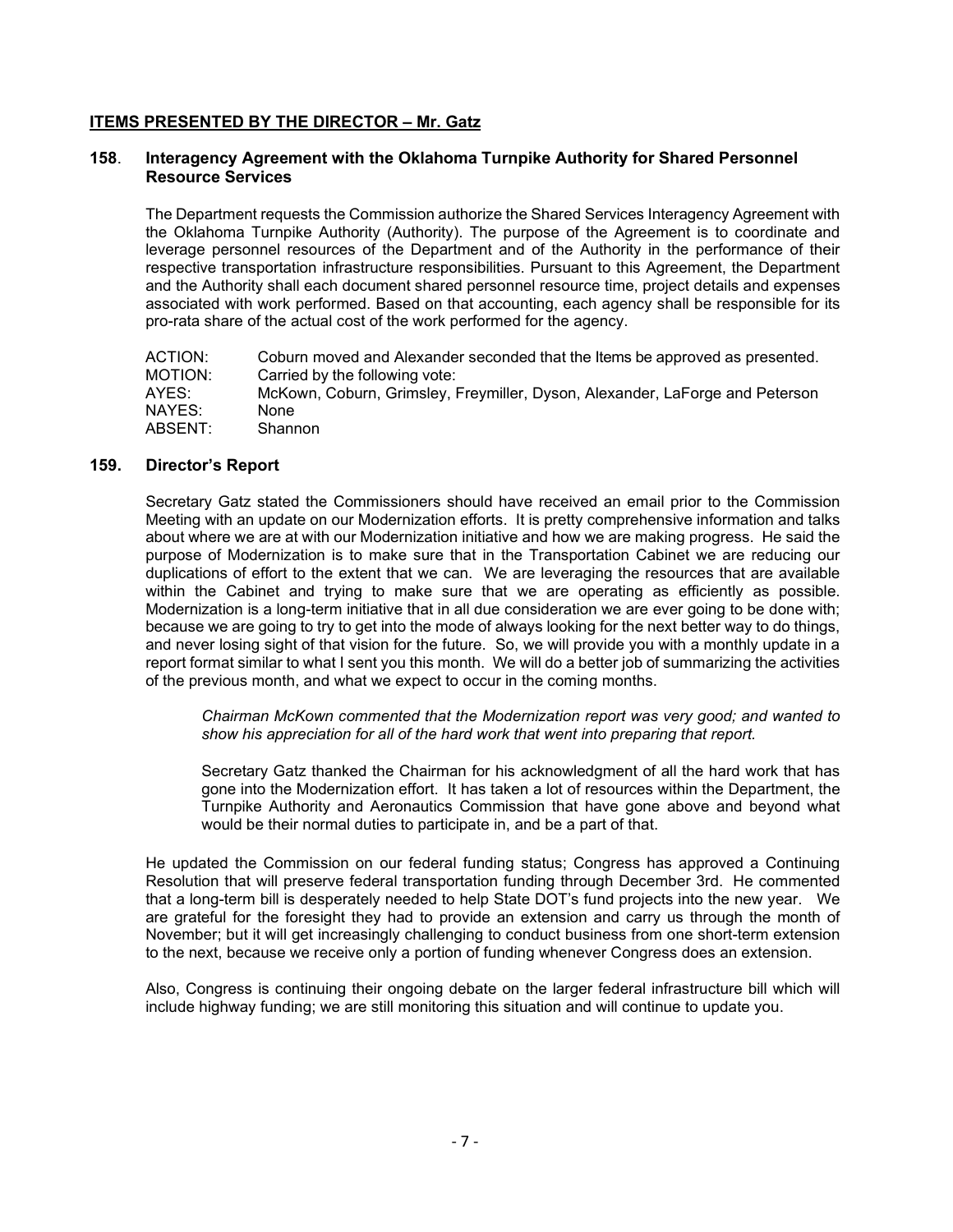## ITEMS PRESENTED BY THE DIRECTOR – Mr. Gatz

### 158. Interagency Agreement with the Oklahoma Turnpike Authority for Shared Personnel Resource Services

The Department requests the Commission authorize the Shared Services Interagency Agreement with the Oklahoma Turnpike Authority (Authority). The purpose of the Agreement is to coordinate and leverage personnel resources of the Department and of the Authority in the performance of their respective transportation infrastructure responsibilities. Pursuant to this Agreement, the Department and the Authority shall each document shared personnel resource time, project details and expenses associated with work performed. Based on that accounting, each agency shall be responsible for its pro-rata share of the actual cost of the work performed for the agency.

ACTION: Coburn moved and Alexander seconded that the Items be approved as presented.
MOTION: Carried by the following vote:
AYES: McKown, Coburn, Grimsley, Freymiller, Dyson, Alexander, LaForge and Peterson
NAYES: None
ABSENT: Shannon

### 159. Director's Report

Secretary Gatz stated the Commissioners should have received an email prior to the Commission Meeting with an update on our Modernization efforts. It is pretty comprehensive information and talks about where we are at with our Modernization initiative and how we are making progress. He said the purpose of Modernization is to make sure that in the Transportation Cabinet we are reducing our duplications of effort to the extent that we can. We are leveraging the resources that are available within the Cabinet and trying to make sure that we are operating as efficiently as possible. Modernization is a long-term initiative that in all due consideration we are ever going to be done with; because we are going to try to get into the mode of always looking for the next better way to do things, and never losing sight of that vision for the future. So, we will provide you with a monthly update in a report format similar to what I sent you this month. We will do a better job of summarizing the activities of the previous month, and what we expect to occur in the coming months.

> *Chairman McKown commented that the Modernization report was very good; and wanted to show his appreciation for all of the hard work that went into preparing that report.*
>
> Secretary Gatz thanked the Chairman for his acknowledgment of all the hard work that has gone into the Modernization effort. It has taken a lot of resources within the Department, the Turnpike Authority and Aeronautics Commission that have gone above and beyond what would be their normal duties to participate in, and be a part of that.

He updated the Commission on our federal funding status; Congress has approved a Continuing Resolution that will preserve federal transportation funding through December 3rd. He commented that a long-term bill is desperately needed to help State DOT's fund projects into the new year. We are grateful for the foresight they had to provide an extension and carry us through the month of November; but it will get increasingly challenging to conduct business from one short-term extension to the next, because we receive only a portion of funding whenever Congress does an extension.

Also, Congress is continuing their ongoing debate on the larger federal infrastructure bill which will include highway funding; we are still monitoring this situation and will continue to update you.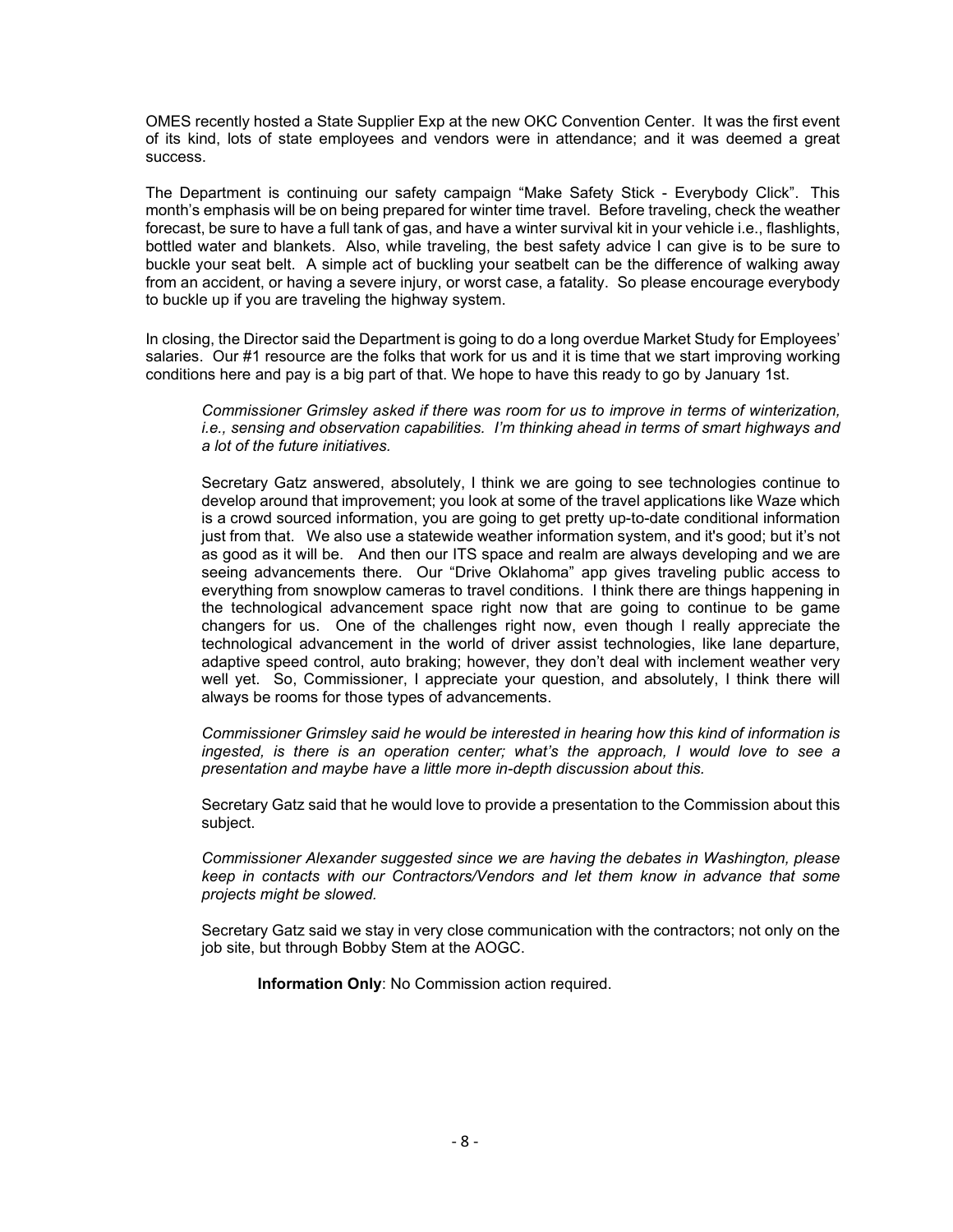OMES recently hosted a State Supplier Exp at the new OKC Convention Center. It was the first event of its kind, lots of state employees and vendors were in attendance; and it was deemed a great success.

The Department is continuing our safety campaign "Make Safety Stick - Everybody Click". This month's emphasis will be on being prepared for winter time travel. Before traveling, check the weather forecast, be sure to have a full tank of gas, and have a winter survival kit in your vehicle i.e., flashlights, bottled water and blankets. Also, while traveling, the best safety advice I can give is to be sure to buckle your seat belt. A simple act of buckling your seatbelt can be the difference of walking away from an accident, or having a severe injury, or worst case, a fatality. So please encourage everybody to buckle up if you are traveling the highway system.

In closing, the Director said the Department is going to do a long overdue Market Study for Employees' salaries. Our #1 resource are the folks that work for us and it is time that we start improving working conditions here and pay is a big part of that. We hope to have this ready to go by January 1st.

> *Commissioner Grimsley asked if there was room for us to improve in terms of winterization, i.e., sensing and observation capabilities. I'm thinking ahead in terms of smart highways and a lot of the future initiatives.*
>
> Secretary Gatz answered, absolutely, I think we are going to see technologies continue to develop around that improvement; you look at some of the travel applications like Waze which is a crowd sourced information, you are going to get pretty up-to-date conditional information just from that. We also use a statewide weather information system, and it's good; but it's not as good as it will be. And then our ITS space and realm are always developing and we are seeing advancements there. Our "Drive Oklahoma" app gives traveling public access to everything from snowplow cameras to travel conditions. I think there are things happening in the technological advancement space right now that are going to continue to be game changers for us. One of the challenges right now, even though I really appreciate the technological advancement in the world of driver assist technologies, like lane departure, adaptive speed control, auto braking; however, they don't deal with inclement weather very well yet. So, Commissioner, I appreciate your question, and absolutely, I think there will always be rooms for those types of advancements.
>
> *Commissioner Grimsley said he would be interested in hearing how this kind of information is ingested, is there is an operation center; what's the approach, I would love to see a presentation and maybe have a little more in-depth discussion about this.*
>
> Secretary Gatz said that he would love to provide a presentation to the Commission about this subject.
>
> *Commissioner Alexander suggested since we are having the debates in Washington, please keep in contacts with our Contractors/Vendors and let them know in advance that some projects might be slowed.*
>
> Secretary Gatz said we stay in very close communication with the contractors; not only on the job site, but through Bobby Stem at the AOGC.
>
> **Information Only**: No Commission action required.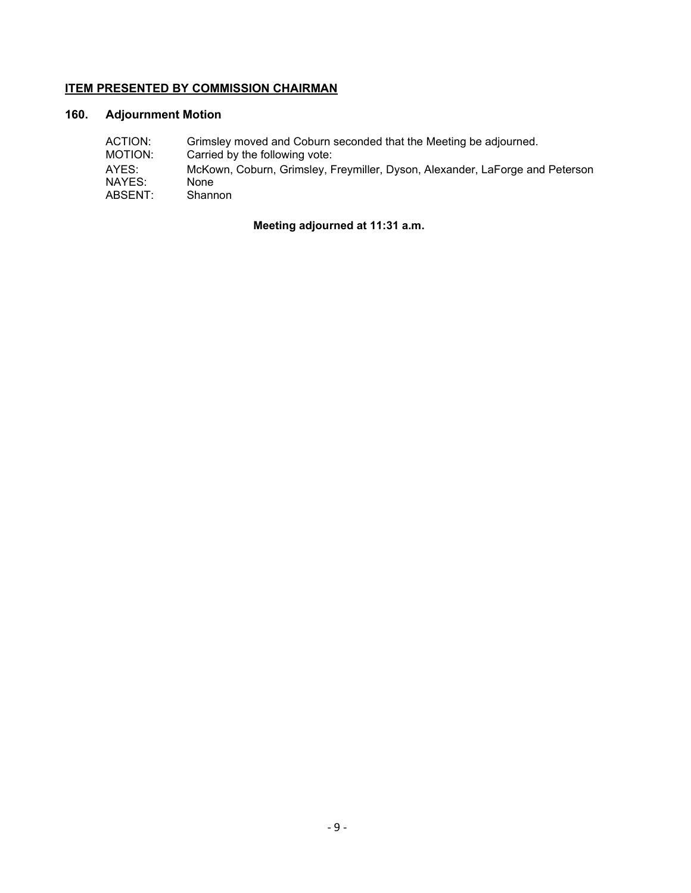**ITEM PRESENTED BY COMMISSION CHAIRMAN**

### 160. Adjournment Motion

| | |
|---|---|
| ACTION: | Grimsley moved and Coburn seconded that the Meeting be adjourned. |
| MOTION: | Carried by the following vote: |
| AYES: | McKown, Coburn, Grimsley, Freymiller, Dyson, Alexander, LaForge and Peterson |
| NAYES: | None |
| ABSENT: | Shannon |

**Meeting adjourned at 11:31 a.m.**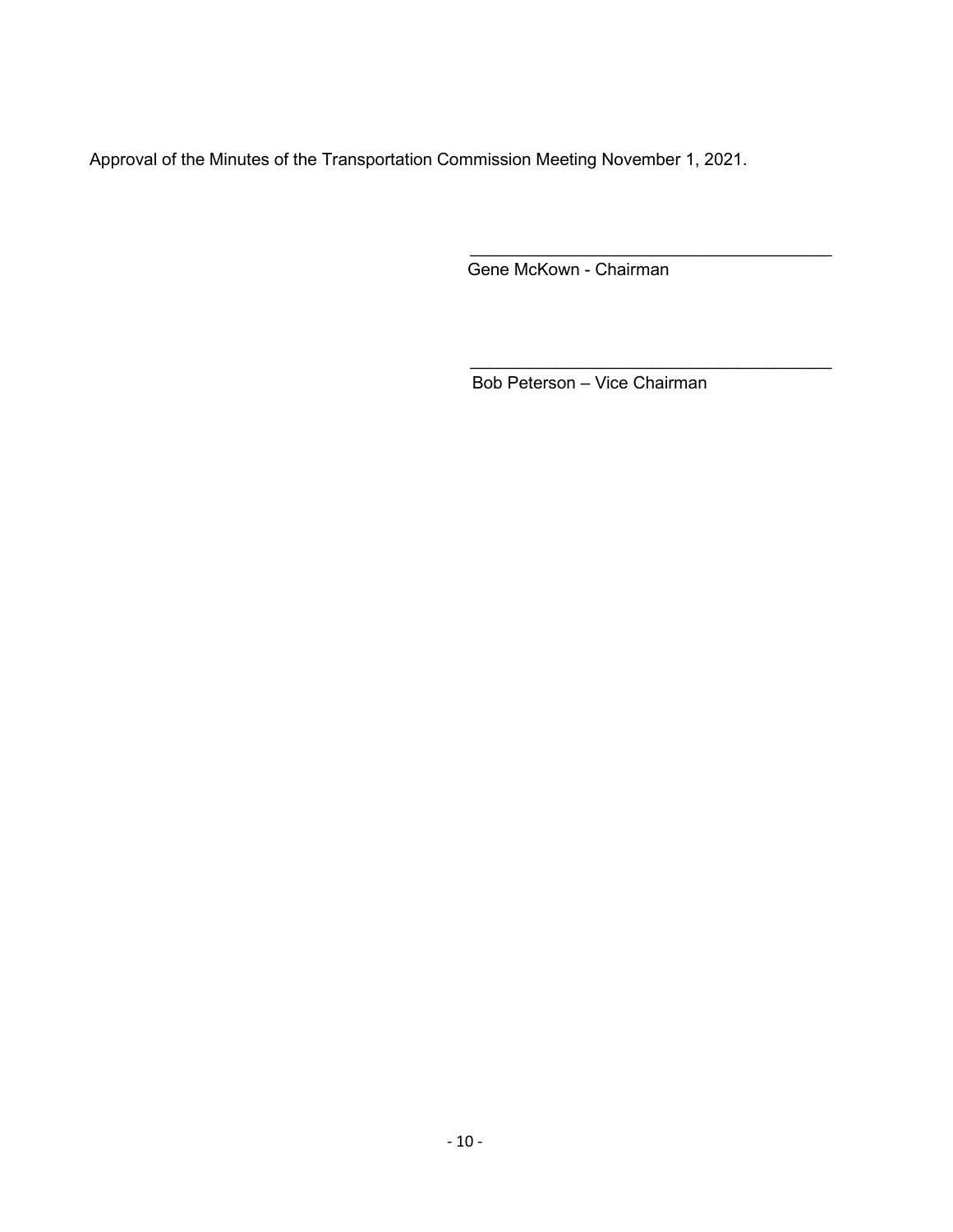Approval of the Minutes of the Transportation Commission Meeting November 1, 2021.

\_\_\_\_\_\_\_\_\_\_\_\_\_\_\_\_\_\_\_\_\_\_\_\_\_\_\_\_\_\_\_\_\_\_\_\_\_\_\_\_

Gene McKown - Chairman

\_\_\_\_\_\_\_\_\_\_\_\_\_\_\_\_\_\_\_\_\_\_\_\_\_\_\_\_\_\_\_\_\_\_\_\_\_\_\_\_

Bob Peterson – Vice Chairman